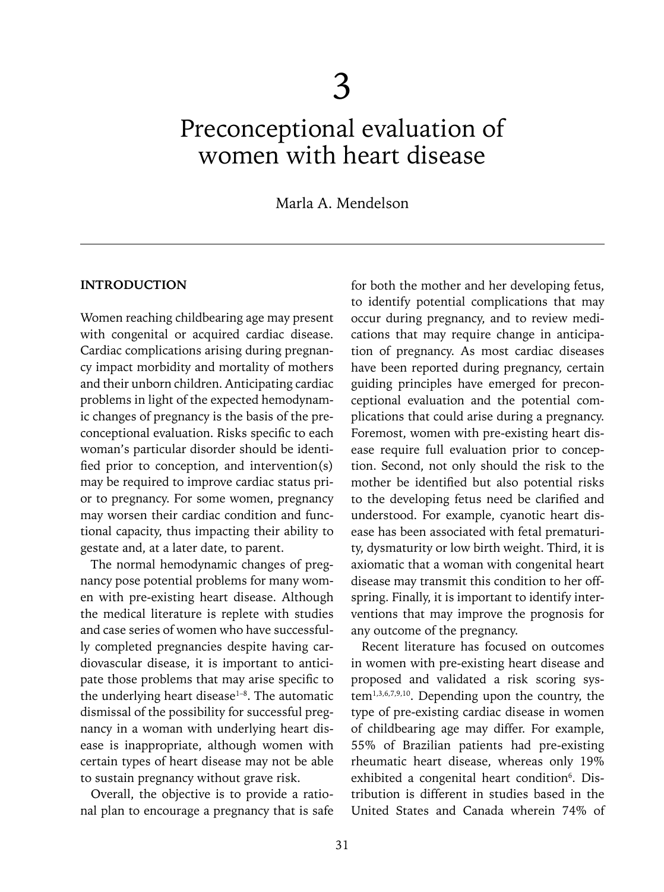# 3

# Preconceptional evaluation of women with heart disease

Marla A. Mendelson

## INTRODUCTION

Women reaching childbearing age may present with congenital or acquired cardiac disease. Cardiac complications arising during pregnancy impact morbidity and mortality of mothers and their unborn children. Anticipating cardiac problems in light of the expected hemodynamic changes of pregnancy is the basis of the preconceptional evaluation. Risks specific to each woman's particular disorder should be identified prior to conception, and intervention(s) may be required to improve cardiac status prior to pregnancy. For some women, pregnancy may worsen their cardiac condition and functional capacity, thus impacting their ability to gestate and, at a later date, to parent.

The normal hemodynamic changes of pregnancy pose potential problems for many women with pre-existing heart disease. Although the medical literature is replete with studies and case series of women who have successfully completed pregnancies despite having cardiovascular disease, it is important to anticipate those problems that may arise specific to the underlying heart disease[1–8]. The automatic dismissal of the possibility for successful pregnancy in a woman with underlying heart disease is inappropriate, although women with certain types of heart disease may not be able to sustain pregnancy without grave risk.

Overall, the objective is to provide a rational plan to encourage a pregnancy that is safe for both the mother and her developing fetus, to identify potential complications that may occur during pregnancy, and to review medications that may require change in anticipation of pregnancy. As most cardiac diseases have been reported during pregnancy, certain guiding principles have emerged for preconceptional evaluation and the potential complications that could arise during a pregnancy. Foremost, women with pre-existing heart disease require full evaluation prior to conception. Second, not only should the risk to the mother be identified but also potential risks to the developing fetus need be clarified and understood. For example, cyanotic heart disease has been associated with fetal prematurity, dysmaturity or low birth weight. Third, it is axiomatic that a woman with congenital heart disease may transmit this condition to her offspring. Finally, it is important to identify interventions that may improve the prognosis for any outcome of the pregnancy.

Recent literature has focused on outcomes in women with pre-existing heart disease and proposed and validated a risk scoring system[1,3,6,7,9,10]. Depending upon the country, the type of pre-existing cardiac disease in women of childbearing age may differ. For example, 55% of Brazilian patients had pre-existing rheumatic heart disease, whereas only 19% exhibited a congenital heart condition[6]. Distribution is different in studies based in the United States and Canada wherein 74% of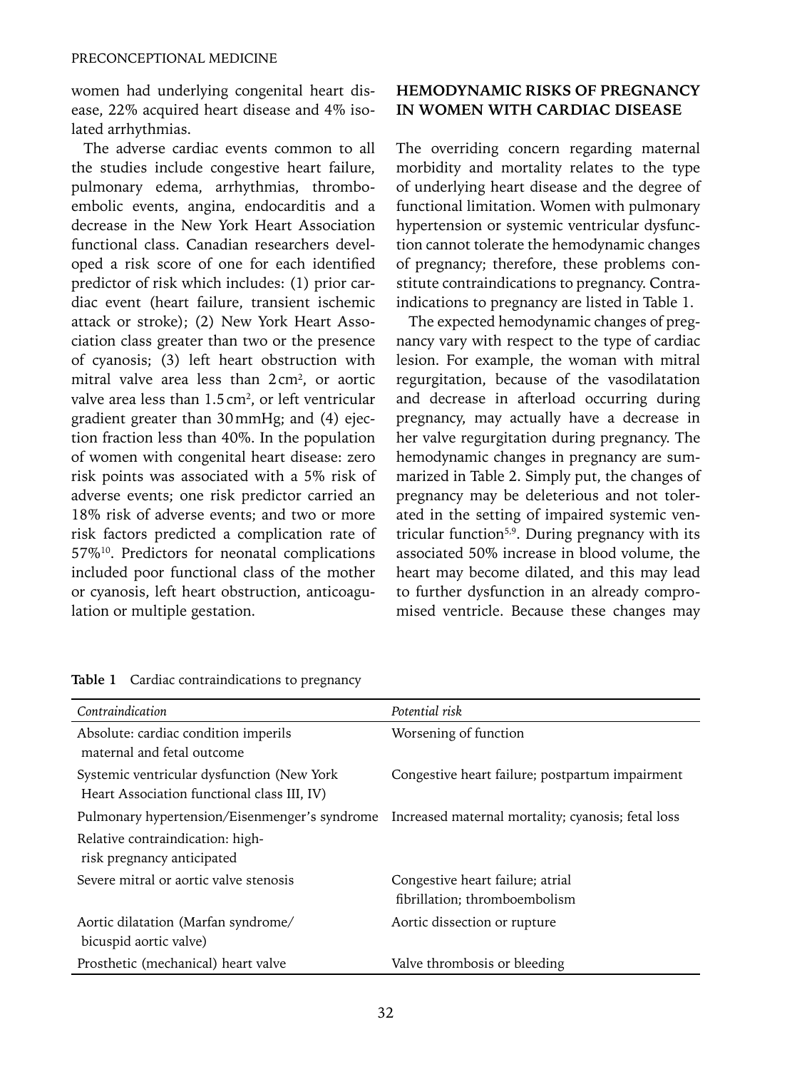women had underlying congenital heart disease, 22% acquired heart disease and 4% isolated arrhythmias.

The adverse cardiac events common to all the studies include congestive heart failure, pulmonary edema, arrhythmias, thromboembolic events, angina, endocarditis and a decrease in the New York Heart Association functional class. Canadian researchers developed a risk score of one for each identified predictor of risk which includes: (1) prior cardiac event (heart failure, transient ischemic attack or stroke); (2) New York Heart Association class greater than two or the presence of cyanosis; (3) left heart obstruction with mitral valve area less than $2\,cm^2$, or aortic valve area less than $1.5\,cm^2$, or left ventricular gradient greater than 30 mmHg; and (4) ejection fraction less than 40%. In the population of women with congenital heart disease: zero risk points was associated with a 5% risk of adverse events; one risk predictor carried an 18% risk of adverse events; and two or more risk factors predicted a complication rate of 57%[10]. Predictors for neonatal complications included poor functional class of the mother or cyanosis, left heart obstruction, anticoagulation or multiple gestation.

## HEMODYNAMIC RISKS OF PREGNANCY IN WOMEN WITH CARDIAC DISEASE

The overriding concern regarding maternal morbidity and mortality relates to the type of underlying heart disease and the degree of functional limitation. Women with pulmonary hypertension or systemic ventricular dysfunction cannot tolerate the hemodynamic changes of pregnancy; therefore, these problems constitute contraindications to pregnancy. Contraindications to pregnancy are listed in Table 1.

The expected hemodynamic changes of pregnancy vary with respect to the type of cardiac lesion. For example, the woman with mitral regurgitation, because of the vasodilatation and decrease in afterload occurring during pregnancy, may actually have a decrease in her valve regurgitation during pregnancy. The hemodynamic changes in pregnancy are summarized in Table 2. Simply put, the changes of pregnancy may be deleterious and not tolerated in the setting of impaired systemic ventricular function[5,9]. During pregnancy with its associated 50% increase in blood volume, the heart may become dilated, and this may lead to further dysfunction in an already compromised ventricle. Because these changes may

**Table 1** Cardiac contraindications to pregnancy

| *Contraindication* | *Potential risk* |
|---|---|
| Absolute: cardiac condition imperils maternal and fetal outcome | Worsening of function |
| Systemic ventricular dysfunction (New York Heart Association functional class III, IV) | Congestive heart failure; postpartum impairment |
| Pulmonary hypertension/Eisenmenger's syndrome | Increased maternal mortality; cyanosis; fetal loss |
| Relative contraindication: high-risk pregnancy anticipated | |
| Severe mitral or aortic valve stenosis | Congestive heart failure; atrial fibrillation; thromboembolism |
| Aortic dilatation (Marfan syndrome/ bicuspid aortic valve) | Aortic dissection or rupture |
| Prosthetic (mechanical) heart valve | Valve thrombosis or bleeding |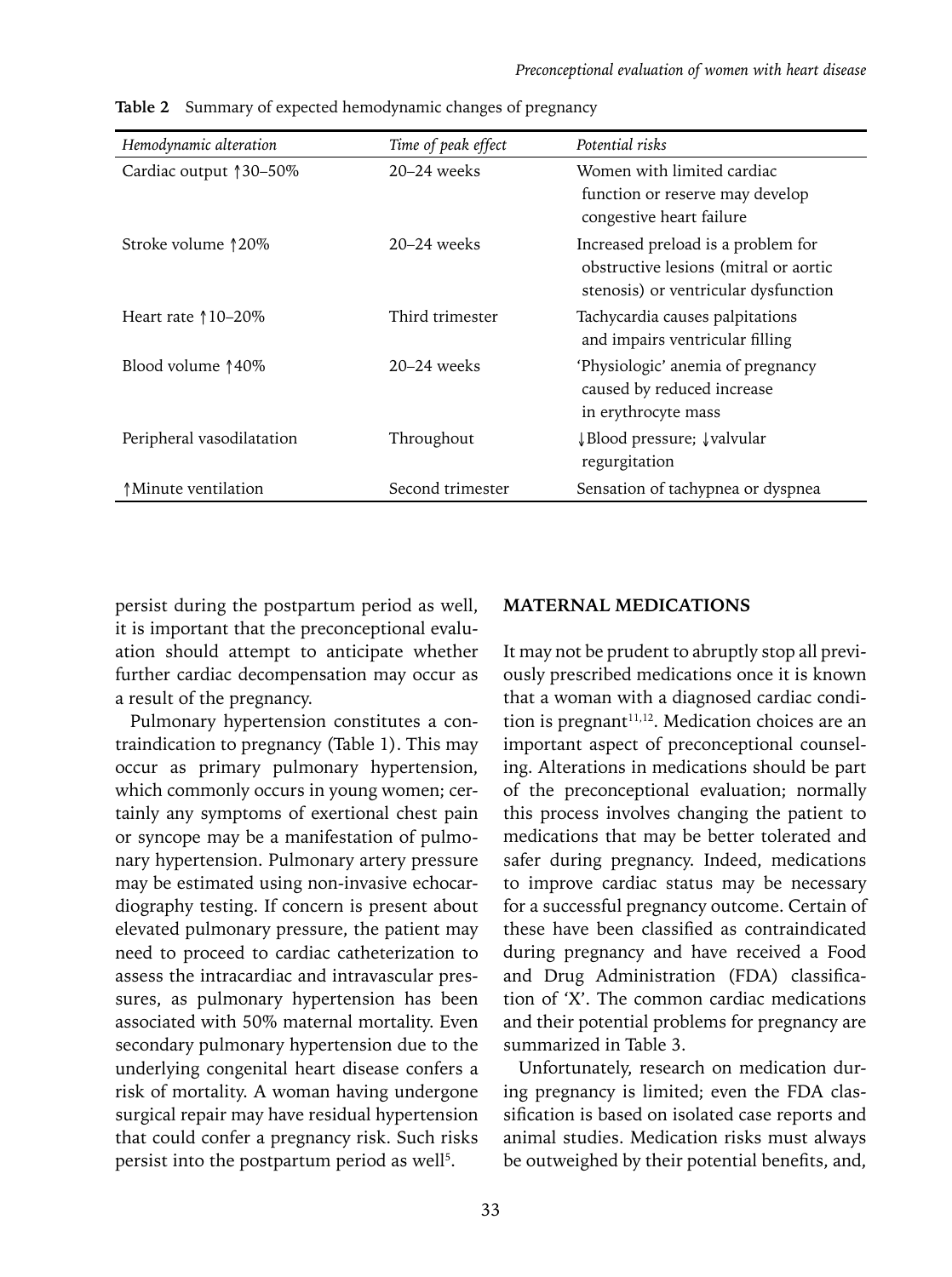**Table 2** Summary of expected hemodynamic changes of pregnancy

| *Hemodynamic alteration* | *Time of peak effect* | *Potential risks* |
| --- | --- | --- |
| Cardiac output ↑30–50% | 20–24 weeks | Women with limited cardiac function or reserve may develop congestive heart failure |
| Stroke volume ↑20% | 20–24 weeks | Increased preload is a problem for obstructive lesions (mitral or aortic stenosis) or ventricular dysfunction |
| Heart rate ↑10–20% | Third trimester | Tachycardia causes palpitations and impairs ventricular filling |
| Blood volume ↑40% | 20–24 weeks | 'Physiologic' anemia of pregnancy caused by reduced increase in erythrocyte mass |
| Peripheral vasodilatation | Throughout | ↓Blood pressure; ↓valvular regurgitation |
| ↑Minute ventilation | Second trimester | Sensation of tachypnea or dyspnea |

persist during the postpartum period as well, it is important that the preconceptional evaluation should attempt to anticipate whether further cardiac decompensation may occur as a result of the pregnancy.

Pulmonary hypertension constitutes a contraindication to pregnancy (Table 1). This may occur as primary pulmonary hypertension, which commonly occurs in young women; certainly any symptoms of exertional chest pain or syncope may be a manifestation of pulmonary hypertension. Pulmonary artery pressure may be estimated using non-invasive echocardiography testing. If concern is present about elevated pulmonary pressure, the patient may need to proceed to cardiac catheterization to assess the intracardiac and intravascular pressures, as pulmonary hypertension has been associated with 50% maternal mortality. Even secondary pulmonary hypertension due to the underlying congenital heart disease confers a risk of mortality. A woman having undergone surgical repair may have residual hypertension that could confer a pregnancy risk. Such risks persist into the postpartum period as well[5].

## MATERNAL MEDICATIONS

It may not be prudent to abruptly stop all previously prescribed medications once it is known that a woman with a diagnosed cardiac condition is pregnant[11,12]. Medication choices are an important aspect of preconceptional counseling. Alterations in medications should be part of the preconceptional evaluation; normally this process involves changing the patient to medications that may be better tolerated and safer during pregnancy. Indeed, medications to improve cardiac status may be necessary for a successful pregnancy outcome. Certain of these have been classified as contraindicated during pregnancy and have received a Food and Drug Administration (FDA) classification of 'X'. The common cardiac medications and their potential problems for pregnancy are summarized in Table 3.

Unfortunately, research on medication during pregnancy is limited; even the FDA classification is based on isolated case reports and animal studies. Medication risks must always be outweighed by their potential benefits, and,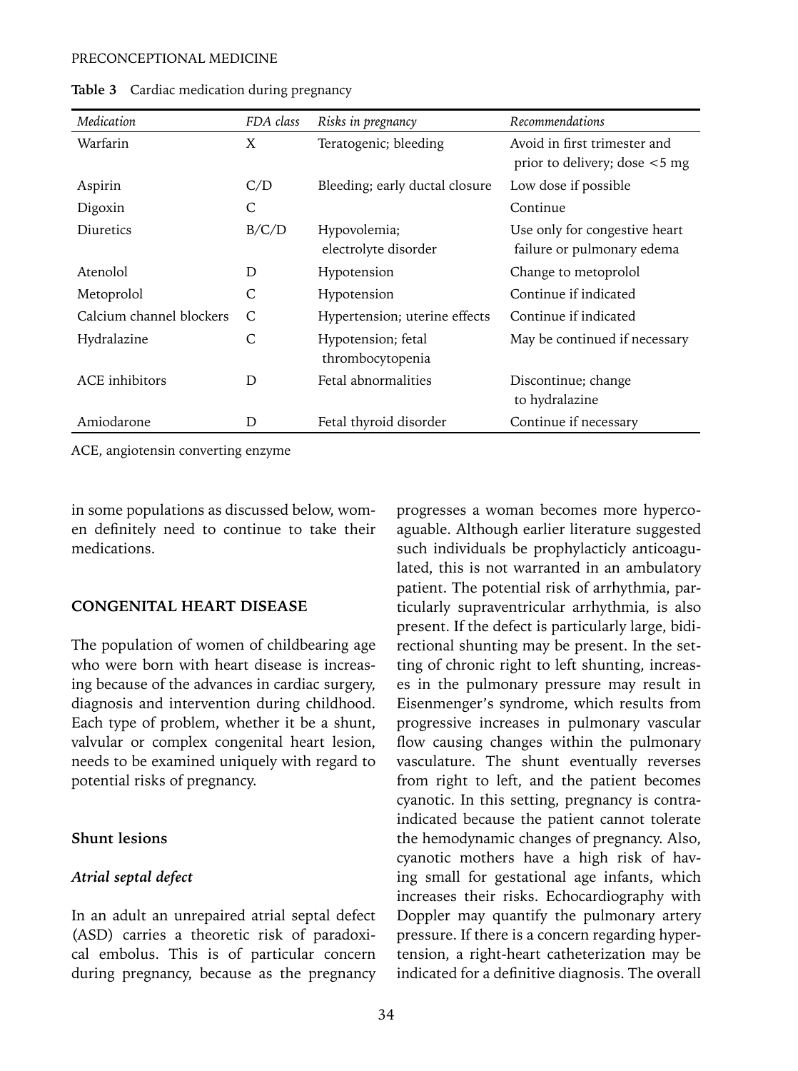**Table 3** Cardiac medication during pregnancy

| *Medication* | *FDA class* | *Risks in pregnancy* | *Recommendations* |
| --- | --- | --- | --- |
| Warfarin | X | Teratogenic; bleeding | Avoid in first trimester and prior to delivery; dose <5 mg |
| Aspirin | C/D | Bleeding; early ductal closure | Low dose if possible |
| Digoxin | C | | Continue |
| Diuretics | B/C/D | Hypovolemia; electrolyte disorder | Use only for congestive heart failure or pulmonary edema |
| Atenolol | D | Hypotension | Change to metoprolol |
| Metoprolol | C | Hypotension | Continue if indicated |
| Calcium channel blockers | C | Hypertension; uterine effects | Continue if indicated |
| Hydralazine | C | Hypotension; fetal thrombocytopenia | May be continued if necessary |
| ACE inhibitors | D | Fetal abnormalities | Discontinue; change to hydralazine |
| Amiodarone | D | Fetal thyroid disorder | Continue if necessary |

ACE, angiotensin converting enzyme

in some populations as discussed below, women definitely need to continue to take their medications.

## CONGENITAL HEART DISEASE

The population of women of childbearing age who were born with heart disease is increasing because of the advances in cardiac surgery, diagnosis and intervention during childhood. Each type of problem, whether it be a shunt, valvular or complex congenital heart lesion, needs to be examined uniquely with regard to potential risks of pregnancy.

### Shunt lesions

#### *Atrial septal defect*

In an adult an unrepaired atrial septal defect (ASD) carries a theoretic risk of paradoxical embolus. This is of particular concern during pregnancy, because as the pregnancy progresses a woman becomes more hypercoaguable. Although earlier literature suggested such individuals be prophylacticly anticoagulated, this is not warranted in an ambulatory patient. The potential risk of arrhythmia, particularly supraventricular arrhythmia, is also present. If the defect is particularly large, bidirectional shunting may be present. In the setting of chronic right to left shunting, increases in the pulmonary pressure may result in Eisenmenger's syndrome, which results from progressive increases in pulmonary vascular flow causing changes within the pulmonary vasculature. The shunt eventually reverses from right to left, and the patient becomes cyanotic. In this setting, pregnancy is contraindicated because the patient cannot tolerate the hemodynamic changes of pregnancy. Also, cyanotic mothers have a high risk of having small for gestational age infants, which increases their risks. Echocardiography with Doppler may quantify the pulmonary artery pressure. If there is a concern regarding hypertension, a right-heart catheterization may be indicated for a definitive diagnosis. The overall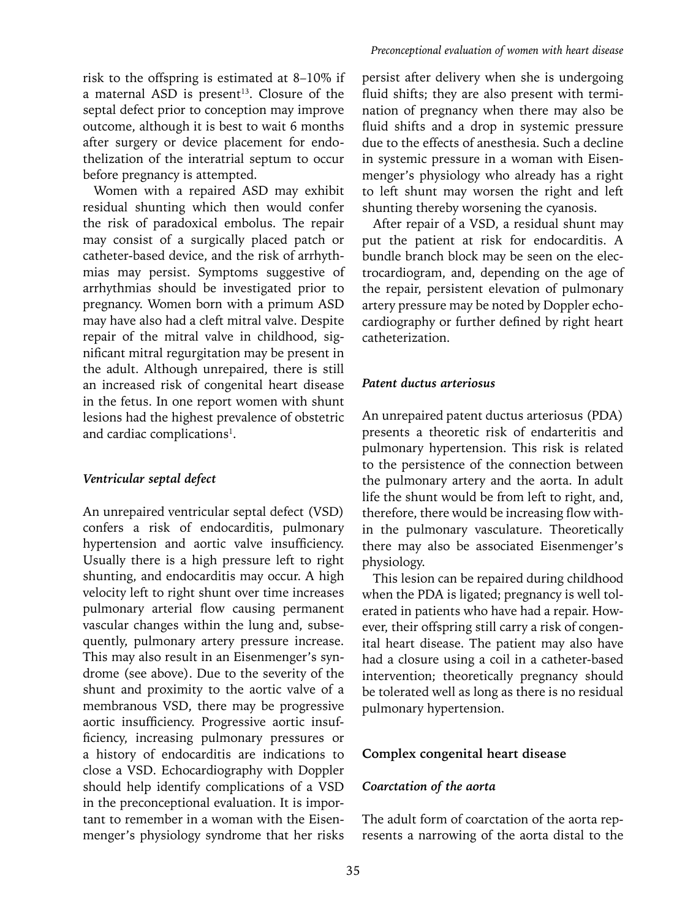risk to the offspring is estimated at 8–10% if a maternal ASD is present[13]. Closure of the septal defect prior to conception may improve outcome, although it is best to wait 6 months after surgery or device placement for endothelization of the interatrial septum to occur before pregnancy is attempted.

Women with a repaired ASD may exhibit residual shunting which then would confer the risk of paradoxical embolus. The repair may consist of a surgically placed patch or catheter-based device, and the risk of arrhythmias may persist. Symptoms suggestive of arrhythmias should be investigated prior to pregnancy. Women born with a primum ASD may have also had a cleft mitral valve. Despite repair of the mitral valve in childhood, significant mitral regurgitation may be present in the adult. Although unrepaired, there is still an increased risk of congenital heart disease in the fetus. In one report women with shunt lesions had the highest prevalence of obstetric and cardiac complications[1].

### *Ventricular septal defect*

An unrepaired ventricular septal defect (VSD) confers a risk of endocarditis, pulmonary hypertension and aortic valve insufficiency. Usually there is a high pressure left to right shunting, and endocarditis may occur. A high velocity left to right shunt over time increases pulmonary arterial flow causing permanent vascular changes within the lung and, subsequently, pulmonary artery pressure increase. This may also result in an Eisenmenger's syndrome (see above). Due to the severity of the shunt and proximity to the aortic valve of a membranous VSD, there may be progressive aortic insufficiency. Progressive aortic insufficiency, increasing pulmonary pressures or a history of endocarditis are indications to close a VSD. Echocardiography with Doppler should help identify complications of a VSD in the preconceptional evaluation. It is important to remember in a woman with the Eisenmenger's physiology syndrome that her risks persist after delivery when she is undergoing fluid shifts; they are also present with termination of pregnancy when there may also be fluid shifts and a drop in systemic pressure due to the effects of anesthesia. Such a decline in systemic pressure in a woman with Eisenmenger's physiology who already has a right to left shunt may worsen the right and left shunting thereby worsening the cyanosis.

After repair of a VSD, a residual shunt may put the patient at risk for endocarditis. A bundle branch block may be seen on the electrocardiogram, and, depending on the age of the repair, persistent elevation of pulmonary artery pressure may be noted by Doppler echocardiography or further defined by right heart catheterization.

### *Patent ductus arteriosus*

An unrepaired patent ductus arteriosus (PDA) presents a theoretic risk of endarteritis and pulmonary hypertension. This risk is related to the persistence of the connection between the pulmonary artery and the aorta. In adult life the shunt would be from left to right, and, therefore, there would be increasing flow within the pulmonary vasculature. Theoretically there may also be associated Eisenmenger's physiology.

This lesion can be repaired during childhood when the PDA is ligated; pregnancy is well tolerated in patients who have had a repair. However, their offspring still carry a risk of congenital heart disease. The patient may also have had a closure using a coil in a catheter-based intervention; theoretically pregnancy should be tolerated well as long as there is no residual pulmonary hypertension.

## Complex congenital heart disease

### *Coarctation of the aorta*

The adult form of coarctation of the aorta represents a narrowing of the aorta distal to the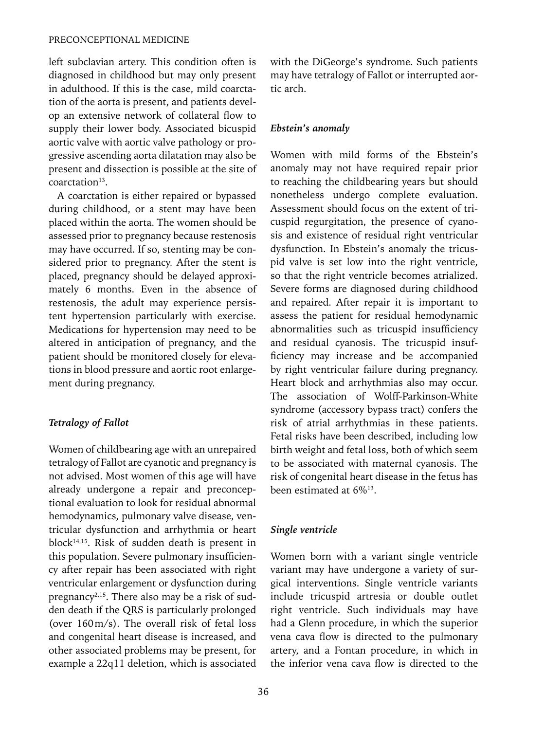left subclavian artery. This condition often is diagnosed in childhood but may only present in adulthood. If this is the case, mild coarctation of the aorta is present, and patients develop an extensive network of collateral flow to supply their lower body. Associated bicuspid aortic valve with aortic valve pathology or progressive ascending aorta dilatation may also be present and dissection is possible at the site of coarctation[13].

A coarctation is either repaired or bypassed during childhood, or a stent may have been placed within the aorta. The women should be assessed prior to pregnancy because restenosis may have occurred. If so, stenting may be considered prior to pregnancy. After the stent is placed, pregnancy should be delayed approximately 6 months. Even in the absence of restenosis, the adult may experience persistent hypertension particularly with exercise. Medications for hypertension may need to be altered in anticipation of pregnancy, and the patient should be monitored closely for elevations in blood pressure and aortic root enlargement during pregnancy.

### *Tetralogy of Fallot*

Women of childbearing age with an unrepaired tetralogy of Fallot are cyanotic and pregnancy is not advised. Most women of this age will have already undergone a repair and preconceptional evaluation to look for residual abnormal hemodynamics, pulmonary valve disease, ventricular dysfunction and arrhythmia or heart block[14,15]. Risk of sudden death is present in this population. Severe pulmonary insufficiency after repair has been associated with right ventricular enlargement or dysfunction during pregnancy[2,15]. There also may be a risk of sudden death if the QRS is particularly prolonged (over 160 m/s). The overall risk of fetal loss and congenital heart disease is increased, and other associated problems may be present, for example a 22q11 deletion, which is associated with the DiGeorge's syndrome. Such patients may have tetralogy of Fallot or interrupted aortic arch.

### *Ebstein's anomaly*

Women with mild forms of the Ebstein's anomaly may not have required repair prior to reaching the childbearing years but should nonetheless undergo complete evaluation. Assessment should focus on the extent of tricuspid regurgitation, the presence of cyanosis and existence of residual right ventricular dysfunction. In Ebstein's anomaly the tricuspid valve is set low into the right ventricle, so that the right ventricle becomes atrialized. Severe forms are diagnosed during childhood and repaired. After repair it is important to assess the patient for residual hemodynamic abnormalities such as tricuspid insufficiency and residual cyanosis. The tricuspid insufficiency may increase and be accompanied by right ventricular failure during pregnancy. Heart block and arrhythmias also may occur. The association of Wolff-Parkinson-White syndrome (accessory bypass tract) confers the risk of atrial arrhythmias in these patients. Fetal risks have been described, including low birth weight and fetal loss, both of which seem to be associated with maternal cyanosis. The risk of congenital heart disease in the fetus has been estimated at 6%[13].

### *Single ventricle*

Women born with a variant single ventricle variant may have undergone a variety of surgical interventions. Single ventricle variants include tricuspid artresia or double outlet right ventricle. Such individuals may have had a Glenn procedure, in which the superior vena cava flow is directed to the pulmonary artery, and a Fontan procedure, in which in the inferior vena cava flow is directed to the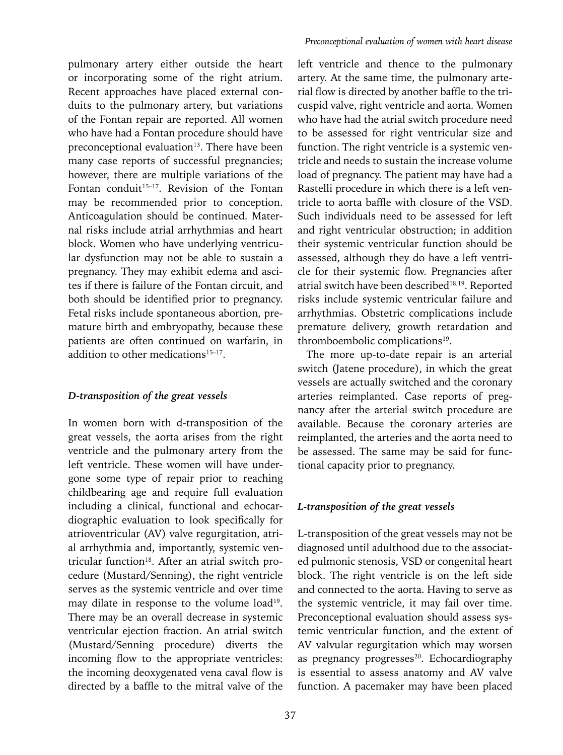pulmonary artery either outside the heart or incorporating some of the right atrium. Recent approaches have placed external conduits to the pulmonary artery, but variations of the Fontan repair are reported. All women who have had a Fontan procedure should have preconceptional evaluation[13]. There have been many case reports of successful pregnancies; however, there are multiple variations of the Fontan conduit[15–17]. Revision of the Fontan may be recommended prior to conception. Anticoagulation should be continued. Maternal risks include atrial arrhythmias and heart block. Women who have underlying ventricular dysfunction may not be able to sustain a pregnancy. They may exhibit edema and ascites if there is failure of the Fontan circuit, and both should be identified prior to pregnancy. Fetal risks include spontaneous abortion, premature birth and embryopathy, because these patients are often continued on warfarin, in addition to other medications[15–17].

### *D-transposition of the great vessels*

In women born with d-transposition of the great vessels, the aorta arises from the right ventricle and the pulmonary artery from the left ventricle. These women will have undergone some type of repair prior to reaching childbearing age and require full evaluation including a clinical, functional and echocardiographic evaluation to look specifically for atrioventricular (AV) valve regurgitation, atrial arrhythmia and, importantly, systemic ventricular function[18]. After an atrial switch procedure (Mustard/Senning), the right ventricle serves as the systemic ventricle and over time may dilate in response to the volume load[19]. There may be an overall decrease in systemic ventricular ejection fraction. An atrial switch (Mustard/Senning procedure) diverts the incoming flow to the appropriate ventricles: the incoming deoxygenated vena caval flow is directed by a baffle to the mitral valve of the left ventricle and thence to the pulmonary artery. At the same time, the pulmonary arterial flow is directed by another baffle to the tricuspid valve, right ventricle and aorta. Women who have had the atrial switch procedure need to be assessed for right ventricular size and function. The right ventricle is a systemic ventricle and needs to sustain the increase volume load of pregnancy. The patient may have had a Rastelli procedure in which there is a left ventricle to aorta baffle with closure of the VSD. Such individuals need to be assessed for left and right ventricular obstruction; in addition their systemic ventricular function should be assessed, although they do have a left ventricle for their systemic flow. Pregnancies after atrial switch have been described[18,19]. Reported risks include systemic ventricular failure and arrhythmias. Obstetric complications include premature delivery, growth retardation and thromboembolic complications[19].

The more up-to-date repair is an arterial switch (Jatene procedure), in which the great vessels are actually switched and the coronary arteries reimplanted. Case reports of pregnancy after the arterial switch procedure are available. Because the coronary arteries are reimplanted, the arteries and the aorta need to be assessed. The same may be said for functional capacity prior to pregnancy.

### *L-transposition of the great vessels*

L-transposition of the great vessels may not be diagnosed until adulthood due to the associated pulmonic stenosis, VSD or congenital heart block. The right ventricle is on the left side and connected to the aorta. Having to serve as the systemic ventricle, it may fail over time. Preconceptional evaluation should assess systemic ventricular function, and the extent of AV valvular regurgitation which may worsen as pregnancy progresses[20]. Echocardiography is essential to assess anatomy and AV valve function. A pacemaker may have been placed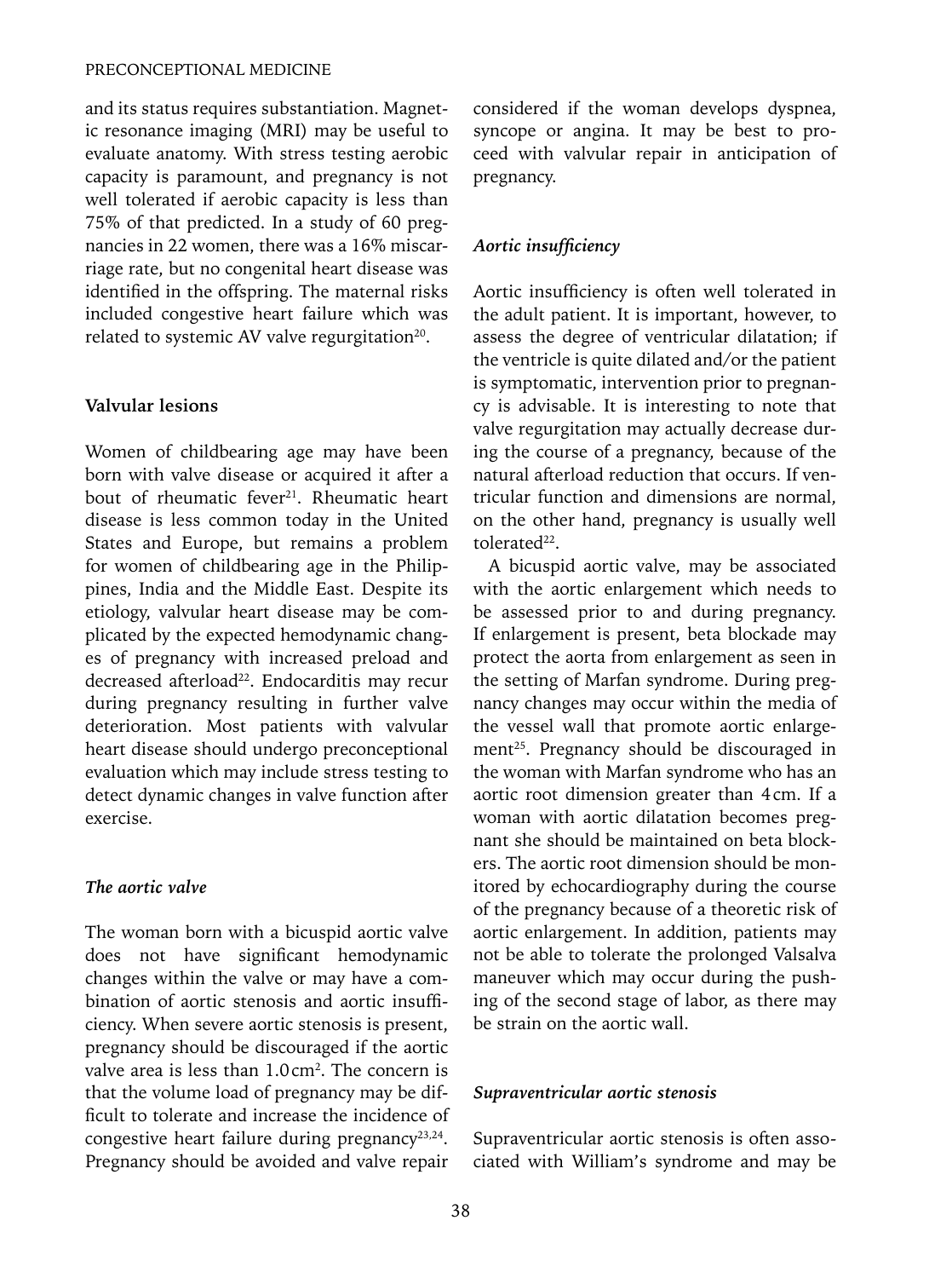and its status requires substantiation. Magnetic resonance imaging (MRI) may be useful to evaluate anatomy. With stress testing aerobic capacity is paramount, and pregnancy is not well tolerated if aerobic capacity is less than 75% of that predicted. In a study of 60 pregnancies in 22 women, there was a 16% miscarriage rate, but no congenital heart disease was identified in the offspring. The maternal risks included congestive heart failure which was related to systemic AV valve regurgitation[20].

## Valvular lesions

Women of childbearing age may have been born with valve disease or acquired it after a bout of rheumatic fever[21]. Rheumatic heart disease is less common today in the United States and Europe, but remains a problem for women of childbearing age in the Philippines, India and the Middle East. Despite its etiology, valvular heart disease may be complicated by the expected hemodynamic changes of pregnancy with increased preload and decreased afterload[22]. Endocarditis may recur during pregnancy resulting in further valve deterioration. Most patients with valvular heart disease should undergo preconceptional evaluation which may include stress testing to detect dynamic changes in valve function after exercise.

### *The aortic valve*

The woman born with a bicuspid aortic valve does not have significant hemodynamic changes within the valve or may have a combination of aortic stenosis and aortic insufficiency. When severe aortic stenosis is present, pregnancy should be discouraged if the aortic valve area is less than 1.0 cm$^2$. The concern is that the volume load of pregnancy may be difficult to tolerate and increase the incidence of congestive heart failure during pregnancy[23,24]. Pregnancy should be avoided and valve repair considered if the woman develops dyspnea, syncope or angina. It may be best to proceed with valvular repair in anticipation of pregnancy.

### *Aortic insufficiency*

Aortic insufficiency is often well tolerated in the adult patient. It is important, however, to assess the degree of ventricular dilatation; if the ventricle is quite dilated and/or the patient is symptomatic, intervention prior to pregnancy is advisable. It is interesting to note that valve regurgitation may actually decrease during the course of a pregnancy, because of the natural afterload reduction that occurs. If ventricular function and dimensions are normal, on the other hand, pregnancy is usually well tolerated[22].

A bicuspid aortic valve, may be associated with the aortic enlargement which needs to be assessed prior to and during pregnancy. If enlargement is present, beta blockade may protect the aorta from enlargement as seen in the setting of Marfan syndrome. During pregnancy changes may occur within the media of the vessel wall that promote aortic enlargement[25]. Pregnancy should be discouraged in the woman with Marfan syndrome who has an aortic root dimension greater than 4 cm. If a woman with aortic dilatation becomes pregnant she should be maintained on beta blockers. The aortic root dimension should be monitored by echocardiography during the course of the pregnancy because of a theoretic risk of aortic enlargement. In addition, patients may not be able to tolerate the prolonged Valsalva maneuver which may occur during the pushing of the second stage of labor, as there may be strain on the aortic wall.

### *Supraventricular aortic stenosis*

Supraventricular aortic stenosis is often associated with William's syndrome and may be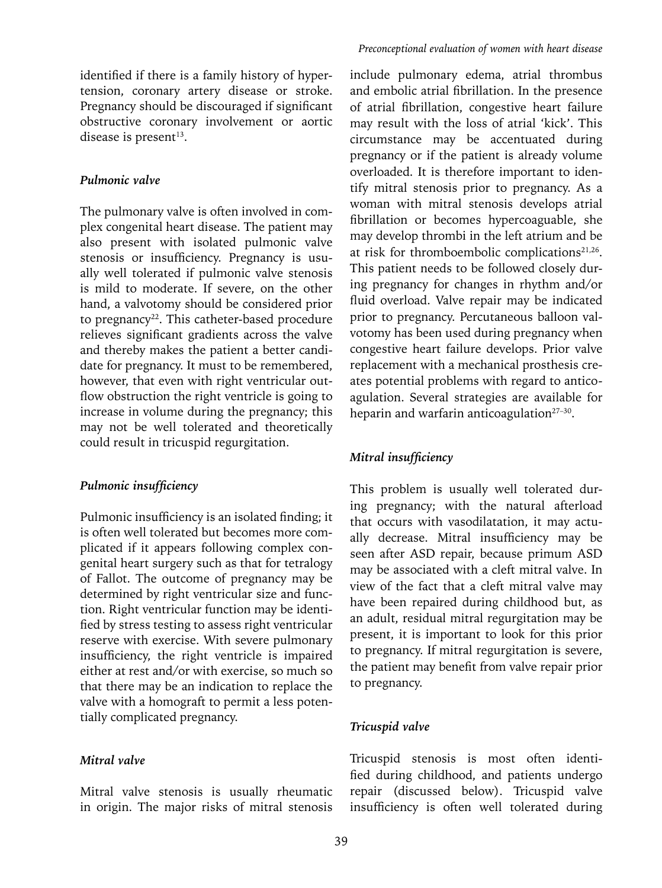identified if there is a family history of hypertension, coronary artery disease or stroke. Pregnancy should be discouraged if significant obstructive coronary involvement or aortic disease is present[13].

### *Pulmonic valve*

The pulmonary valve is often involved in complex congenital heart disease. The patient may also present with isolated pulmonic valve stenosis or insufficiency. Pregnancy is usually well tolerated if pulmonic valve stenosis is mild to moderate. If severe, on the other hand, a valvotomy should be considered prior to pregnancy[22]. This catheter-based procedure relieves significant gradients across the valve and thereby makes the patient a better candidate for pregnancy. It must to be remembered, however, that even with right ventricular outflow obstruction the right ventricle is going to increase in volume during the pregnancy; this may not be well tolerated and theoretically could result in tricuspid regurgitation.

### *Pulmonic insufficiency*

Pulmonic insufficiency is an isolated finding; it is often well tolerated but becomes more complicated if it appears following complex congenital heart surgery such as that for tetralogy of Fallot. The outcome of pregnancy may be determined by right ventricular size and function. Right ventricular function may be identified by stress testing to assess right ventricular reserve with exercise. With severe pulmonary insufficiency, the right ventricle is impaired either at rest and/or with exercise, so much so that there may be an indication to replace the valve with a homograft to permit a less potentially complicated pregnancy.

### *Mitral valve*

Mitral valve stenosis is usually rheumatic in origin. The major risks of mitral stenosis include pulmonary edema, atrial thrombus and embolic atrial fibrillation. In the presence of atrial fibrillation, congestive heart failure may result with the loss of atrial 'kick'. This circumstance may be accentuated during pregnancy or if the patient is already volume overloaded. It is therefore important to identify mitral stenosis prior to pregnancy. As a woman with mitral stenosis develops atrial fibrillation or becomes hypercoaguable, she may develop thrombi in the left atrium and be at risk for thromboembolic complications[21,26]. This patient needs to be followed closely during pregnancy for changes in rhythm and/or fluid overload. Valve repair may be indicated prior to pregnancy. Percutaneous balloon valvotomy has been used during pregnancy when congestive heart failure develops. Prior valve replacement with a mechanical prosthesis creates potential problems with regard to anticoagulation. Several strategies are available for heparin and warfarin anticoagulation[27–30].

### *Mitral insufficiency*

This problem is usually well tolerated during pregnancy; with the natural afterload that occurs with vasodilatation, it may actually decrease. Mitral insufficiency may be seen after ASD repair, because primum ASD may be associated with a cleft mitral valve. In view of the fact that a cleft mitral valve may have been repaired during childhood but, as an adult, residual mitral regurgitation may be present, it is important to look for this prior to pregnancy. If mitral regurgitation is severe, the patient may benefit from valve repair prior to pregnancy.

### *Tricuspid valve*

Tricuspid stenosis is most often identified during childhood, and patients undergo repair (discussed below). Tricuspid valve insufficiency is often well tolerated during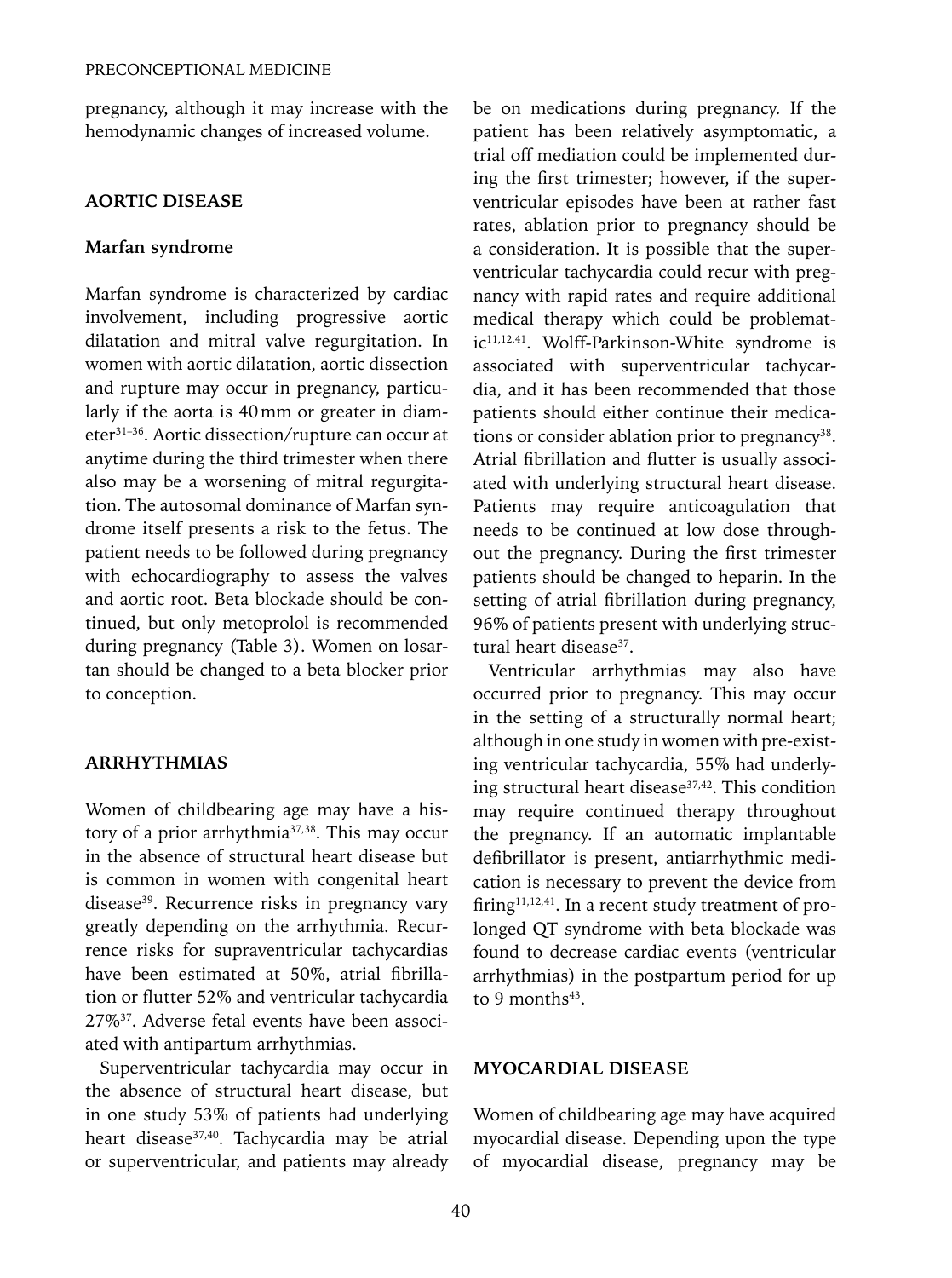pregnancy, although it may increase with the hemodynamic changes of increased volume.

## AORTIC DISEASE

### Marfan syndrome

Marfan syndrome is characterized by cardiac involvement, including progressive aortic dilatation and mitral valve regurgitation. In women with aortic dilatation, aortic dissection and rupture may occur in pregnancy, particularly if the aorta is 40 mm or greater in diameter[31–36]. Aortic dissection/rupture can occur at anytime during the third trimester when there also may be a worsening of mitral regurgitation. The autosomal dominance of Marfan syndrome itself presents a risk to the fetus. The patient needs to be followed during pregnancy with echocardiography to assess the valves and aortic root. Beta blockade should be continued, but only metoprolol is recommended during pregnancy (Table 3). Women on losartan should be changed to a beta blocker prior to conception.

## ARRHYTHMIAS

Women of childbearing age may have a history of a prior arrhythmia[37,38]. This may occur in the absence of structural heart disease but is common in women with congenital heart disease[39]. Recurrence risks in pregnancy vary greatly depending on the arrhythmia. Recurrence risks for supraventricular tachycardias have been estimated at 50%, atrial fibrillation or flutter 52% and ventricular tachycardia 27%[37]. Adverse fetal events have been associated with antipartum arrhythmias.

Superventricular tachycardia may occur in the absence of structural heart disease, but in one study 53% of patients had underlying heart disease[37,40]. Tachycardia may be atrial or superventricular, and patients may already be on medications during pregnancy. If the patient has been relatively asymptomatic, a trial off mediation could be implemented during the first trimester; however, if the superventricular episodes have been at rather fast rates, ablation prior to pregnancy should be a consideration. It is possible that the superventricular tachycardia could recur with pregnancy with rapid rates and require additional medical therapy which could be problematic[11,12,41]. Wolff-Parkinson-White syndrome is associated with superventricular tachycardia, and it has been recommended that those patients should either continue their medications or consider ablation prior to pregnancy[38]. Atrial fibrillation and flutter is usually associated with underlying structural heart disease. Patients may require anticoagulation that needs to be continued at low dose throughout the pregnancy. During the first trimester patients should be changed to heparin. In the setting of atrial fibrillation during pregnancy, 96% of patients present with underlying structural heart disease[37].

Ventricular arrhythmias may also have occurred prior to pregnancy. This may occur in the setting of a structurally normal heart; although in one study in women with pre-existing ventricular tachycardia, 55% had underlying structural heart disease[37,42]. This condition may require continued therapy throughout the pregnancy. If an automatic implantable defibrillator is present, antiarrhythmic medication is necessary to prevent the device from firing[11,12,41]. In a recent study treatment of prolonged QT syndrome with beta blockade was found to decrease cardiac events (ventricular arrhythmias) in the postpartum period for up to 9 months[43].

## MYOCARDIAL DISEASE

Women of childbearing age may have acquired myocardial disease. Depending upon the type of myocardial disease, pregnancy may be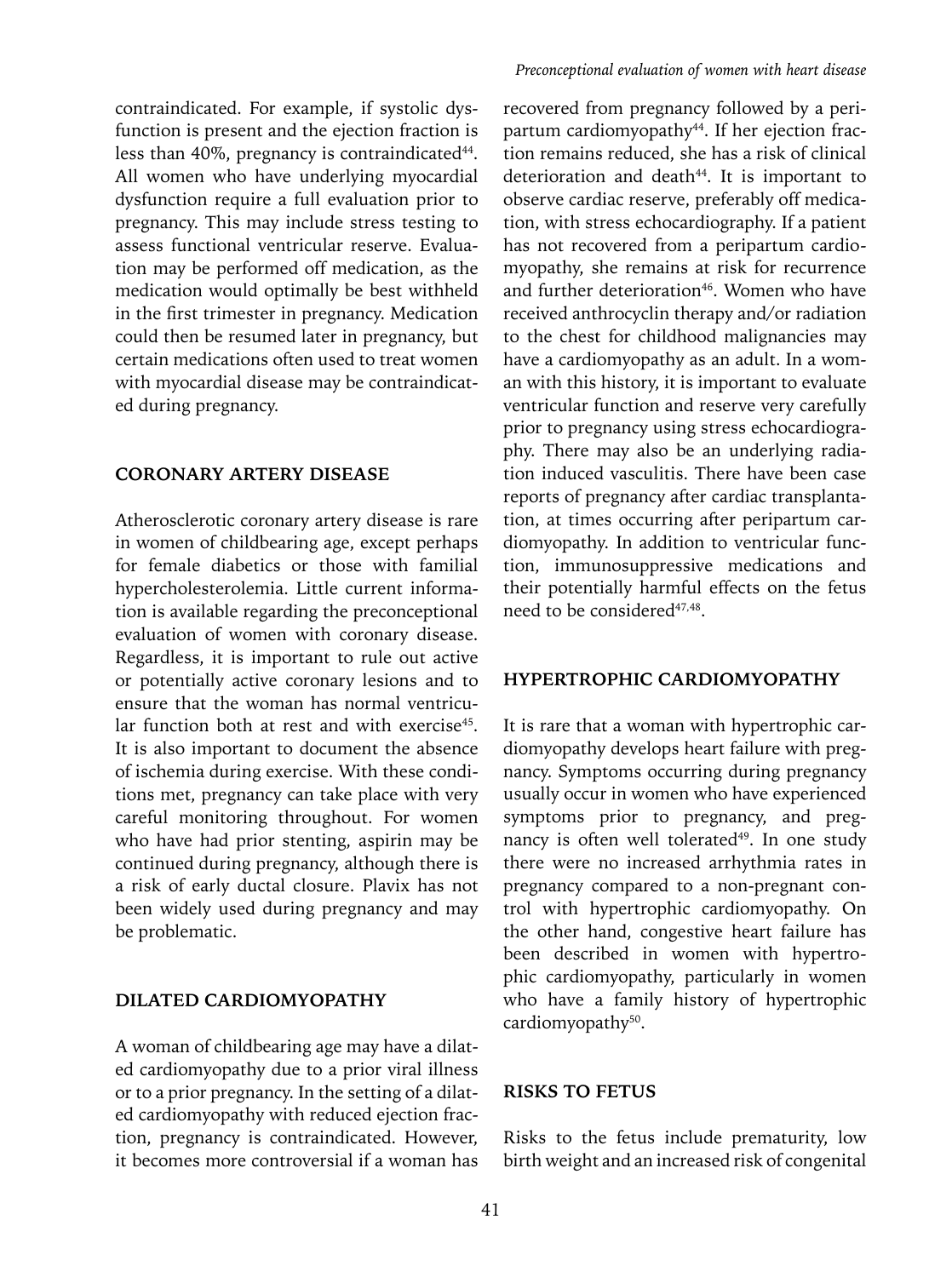contraindicated. For example, if systolic dysfunction is present and the ejection fraction is less than 40%, pregnancy is contraindicated[44]. All women who have underlying myocardial dysfunction require a full evaluation prior to pregnancy. This may include stress testing to assess functional ventricular reserve. Evaluation may be performed off medication, as the medication would optimally be best withheld in the first trimester in pregnancy. Medication could then be resumed later in pregnancy, but certain medications often used to treat women with myocardial disease may be contraindicated during pregnancy.

## CORONARY ARTERY DISEASE

Atherosclerotic coronary artery disease is rare in women of childbearing age, except perhaps for female diabetics or those with familial hypercholesterolemia. Little current information is available regarding the preconceptional evaluation of women with coronary disease. Regardless, it is important to rule out active or potentially active coronary lesions and to ensure that the woman has normal ventricular function both at rest and with exercise[45]. It is also important to document the absence of ischemia during exercise. With these conditions met, pregnancy can take place with very careful monitoring throughout. For women who have had prior stenting, aspirin may be continued during pregnancy, although there is a risk of early ductal closure. Plavix has not been widely used during pregnancy and may be problematic.

## DILATED CARDIOMYOPATHY

A woman of childbearing age may have a dilated cardiomyopathy due to a prior viral illness or to a prior pregnancy. In the setting of a dilated cardiomyopathy with reduced ejection fraction, pregnancy is contraindicated. However, it becomes more controversial if a woman has recovered from pregnancy followed by a peripartum cardiomyopathy[44]. If her ejection fraction remains reduced, she has a risk of clinical deterioration and death[44]. It is important to observe cardiac reserve, preferably off medication, with stress echocardiography. If a patient has not recovered from a peripartum cardiomyopathy, she remains at risk for recurrence and further deterioration[46]. Women who have received anthrocyclin therapy and/or radiation to the chest for childhood malignancies may have a cardiomyopathy as an adult. In a woman with this history, it is important to evaluate ventricular function and reserve very carefully prior to pregnancy using stress echocardiography. There may also be an underlying radiation induced vasculitis. There have been case reports of pregnancy after cardiac transplantation, at times occurring after peripartum cardiomyopathy. In addition to ventricular function, immunosuppressive medications and their potentially harmful effects on the fetus need to be considered[47,48].

## HYPERTROPHIC CARDIOMYOPATHY

It is rare that a woman with hypertrophic cardiomyopathy develops heart failure with pregnancy. Symptoms occurring during pregnancy usually occur in women who have experienced symptoms prior to pregnancy, and pregnancy is often well tolerated[49]. In one study there were no increased arrhythmia rates in pregnancy compared to a non-pregnant control with hypertrophic cardiomyopathy. On the other hand, congestive heart failure has been described in women with hypertrophic cardiomyopathy, particularly in women who have a family history of hypertrophic cardiomyopathy[50].

## RISKS TO FETUS

Risks to the fetus include prematurity, low birth weight and an increased risk of congenital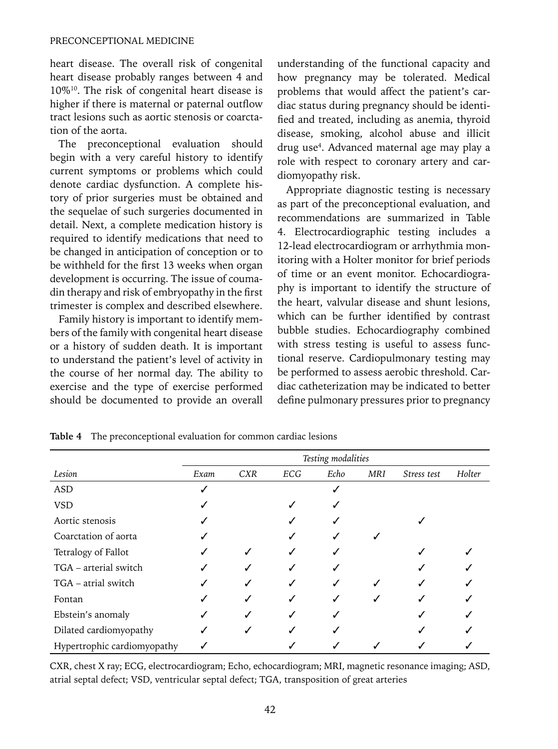heart disease. The overall risk of congenital heart disease probably ranges between 4 and 10%[10]. The risk of congenital heart disease is higher if there is maternal or paternal outflow tract lesions such as aortic stenosis or coarctation of the aorta.

The preconceptional evaluation should begin with a very careful history to identify current symptoms or problems which could denote cardiac dysfunction. A complete history of prior surgeries must be obtained and the sequelae of such surgeries documented in detail. Next, a complete medication history is required to identify medications that need to be changed in anticipation of conception or to be withheld for the first 13 weeks when organ development is occurring. The issue of coumadin therapy and risk of embryopathy in the first trimester is complex and described elsewhere.

Family history is important to identify members of the family with congenital heart disease or a history of sudden death. It is important to understand the patient's level of activity in the course of her normal day. The ability to exercise and the type of exercise performed should be documented to provide an overall understanding of the functional capacity and how pregnancy may be tolerated. Medical problems that would affect the patient's cardiac status during pregnancy should be identified and treated, including as anemia, thyroid disease, smoking, alcohol abuse and illicit drug use[4]. Advanced maternal age may play a role with respect to coronary artery and cardiomyopathy risk.

Appropriate diagnostic testing is necessary as part of the preconceptional evaluation, and recommendations are summarized in Table 4. Electrocardiographic testing includes a 12-lead electrocardiogram or arrhythmia monitoring with a Holter monitor for brief periods of time or an event monitor. Echocardiography is important to identify the structure of the heart, valvular disease and shunt lesions, which can be further identified by contrast bubble studies. Echocardiography combined with stress testing is useful to assess functional reserve. Cardiopulmonary testing may be performed to assess aerobic threshold. Cardiac catheterization may be indicated to better define pulmonary pressures prior to pregnancy

**Table 4** The preconceptional evaluation for common cardiac lesions

| | *Testing modalities* | | | | | | |
|---|---|---|---|---|---|---|---|
| *Lesion* | *Exam* | *CXR* | *ECG* | *Echo* | *MRI* | *Stress test* | *Holter* |
| ASD | ✓ | | | ✓ | | | |
| VSD | ✓ | | ✓ | ✓ | | | |
| Aortic stenosis | ✓ | | ✓ | ✓ | | ✓ | |
| Coarctation of aorta | ✓ | | ✓ | ✓ | ✓ | | |
| Tetralogy of Fallot | ✓ | ✓ | ✓ | ✓ | | ✓ | ✓ |
| TGA – arterial switch | ✓ | ✓ | ✓ | ✓ | | ✓ | ✓ |
| TGA – atrial switch | ✓ | ✓ | ✓ | ✓ | ✓ | ✓ | ✓ |
| Fontan | ✓ | ✓ | ✓ | ✓ | ✓ | ✓ | ✓ |
| Ebstein's anomaly | ✓ | ✓ | ✓ | ✓ | | ✓ | ✓ |
| Dilated cardiomyopathy | ✓ | ✓ | ✓ | ✓ | | ✓ | ✓ |
| Hypertrophic cardiomyopathy | ✓ | | ✓ | ✓ | ✓ | ✓ | ✓ |

CXR, chest X ray; ECG, electrocardiogram; Echo, echocardiogram; MRI, magnetic resonance imaging; ASD, atrial septal defect; VSD, ventricular septal defect; TGA, transposition of great arteries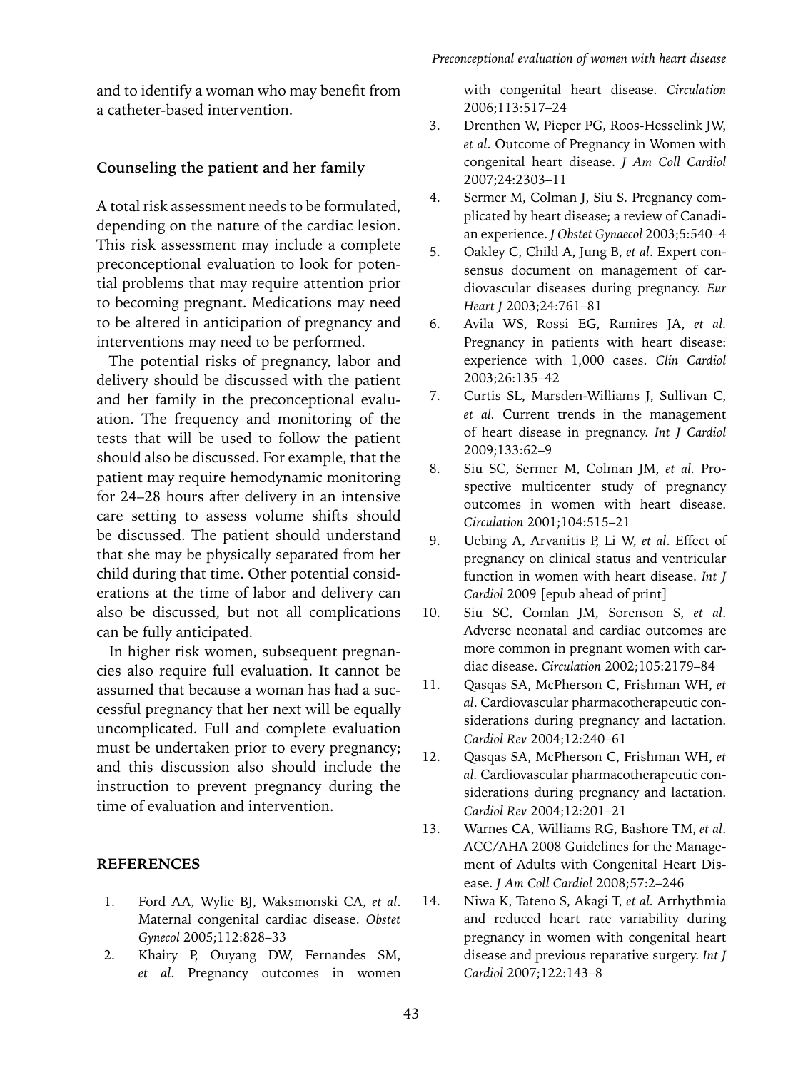and to identify a woman who may benefit from a catheter-based intervention.

### Counseling the patient and her family

A total risk assessment needs to be formulated, depending on the nature of the cardiac lesion. This risk assessment may include a complete preconceptional evaluation to look for potential problems that may require attention prior to becoming pregnant. Medications may need to be altered in anticipation of pregnancy and interventions may need to be performed.

The potential risks of pregnancy, labor and delivery should be discussed with the patient and her family in the preconceptional evaluation. The frequency and monitoring of the tests that will be used to follow the patient should also be discussed. For example, that the patient may require hemodynamic monitoring for 24–28 hours after delivery in an intensive care setting to assess volume shifts should be discussed. The patient should understand that she may be physically separated from her child during that time. Other potential considerations at the time of labor and delivery can also be discussed, but not all complications can be fully anticipated.

In higher risk women, subsequent pregnancies also require full evaluation. It cannot be assumed that because a woman has had a successful pregnancy that her next will be equally uncomplicated. Full and complete evaluation must be undertaken prior to every pregnancy; and this discussion also should include the instruction to prevent pregnancy during the time of evaluation and intervention.

### REFERENCES

1. Ford AA, Wylie BJ, Waksmonski CA, *et al*. Maternal congenital cardiac disease. *Obstet Gynecol* 2005;112:828–33
2. Khairy P, Ouyang DW, Fernandes SM, *et al*. Pregnancy outcomes in women with congenital heart disease. *Circulation* 2006;113:517–24
3. Drenthen W, Pieper PG, Roos-Hesselink JW, *et al*. Outcome of Pregnancy in Women with congenital heart disease. *J Am Coll Cardiol* 2007;24:2303–11
4. Sermer M, Colman J, Siu S. Pregnancy complicated by heart disease; a review of Canadian experience. *J Obstet Gynaecol* 2003;5:540–4
5. Oakley C, Child A, Jung B, *et al*. Expert consensus document on management of cardiovascular diseases during pregnancy. *Eur Heart J* 2003;24:761–81
6. Avila WS, Rossi EG, Ramires JA, *et al.* Pregnancy in patients with heart disease: experience with 1,000 cases. *Clin Cardiol* 2003;26:135–42
7. Curtis SL, Marsden-Williams J, Sullivan C, *et al.* Current trends in the management of heart disease in pregnancy. *Int J Cardiol* 2009;133:62–9
8. Siu SC, Sermer M, Colman JM, *et al*. Prospective multicenter study of pregnancy outcomes in women with heart disease. *Circulation* 2001;104:515–21
9. Uebing A, Arvanitis P, Li W, *et al*. Effect of pregnancy on clinical status and ventricular function in women with heart disease. *Int J Cardiol* 2009 [epub ahead of print]
10. Siu SC, Comlan JM, Sorenson S, *et al*. Adverse neonatal and cardiac outcomes are more common in pregnant women with cardiac disease. *Circulation* 2002;105:2179–84
11. Qasqas SA, McPherson C, Frishman WH, *et al*. Cardiovascular pharmacotherapeutic considerations during pregnancy and lactation. *Cardiol Rev* 2004;12:240–61
12. Qasqas SA, McPherson C, Frishman WH, *et al.* Cardiovascular pharmacotherapeutic considerations during pregnancy and lactation. *Cardiol Rev* 2004;12:201–21
13. Warnes CA, Williams RG, Bashore TM, *et al*. ACC/AHA 2008 Guidelines for the Management of Adults with Congenital Heart Disease. *J Am Coll Cardiol* 2008;57:2–246
14. Niwa K, Tateno S, Akagi T, *et al.* Arrhythmia and reduced heart rate variability during pregnancy in women with congenital heart disease and previous reparative surgery. *Int J Cardiol* 2007;122:143–8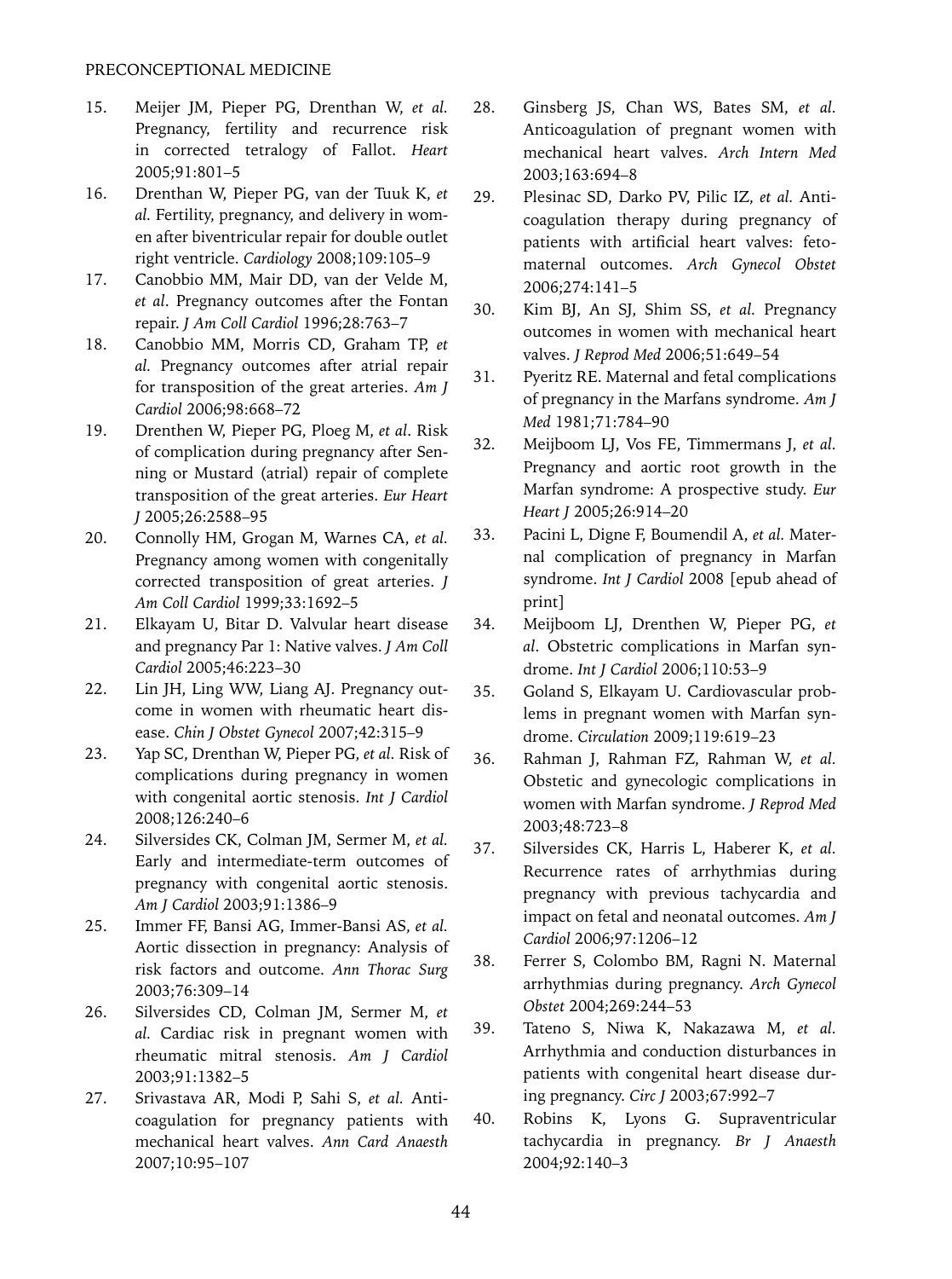15. Meijer JM, Pieper PG, Drenthan W, *et al.* Pregnancy, fertility and recurrence risk in corrected tetralogy of Fallot. *Heart* 2005;91:801–5
16. Drenthan W, Pieper PG, van der Tuuk K, *et al.* Fertility, pregnancy, and delivery in women after biventricular repair for double outlet right ventricle. *Cardiology* 2008;109:105–9
17. Canobbio MM, Mair DD, van der Velde M, *et al*. Pregnancy outcomes after the Fontan repair. *J Am Coll Cardiol* 1996;28:763–7
18. Canobbio MM, Morris CD, Graham TP, *et al.* Pregnancy outcomes after atrial repair for transposition of the great arteries. *Am J Cardiol* 2006;98:668–72
19. Drenthen W, Pieper PG, Ploeg M, *et al*. Risk of complication during pregnancy after Senning or Mustard (atrial) repair of complete transposition of the great arteries. *Eur Heart J* 2005;26:2588–95
20. Connolly HM, Grogan M, Warnes CA, *et al.* Pregnancy among women with congenitally corrected transposition of great arteries. *J Am Coll Cardiol* 1999;33:1692–5
21. Elkayam U, Bitar D. Valvular heart disease and pregnancy Par 1: Native valves. *J Am Coll Cardiol* 2005;46:223–30
22. Lin JH, Ling WW, Liang AJ. Pregnancy outcome in women with rheumatic heart disease. *Chin J Obstet Gynecol* 2007;42:315–9
23. Yap SC, Drenthan W, Pieper PG, *et al*. Risk of complications during pregnancy in women with congenital aortic stenosis. *Int J Cardiol* 2008;126:240–6
24. Silversides CK, Colman JM, Sermer M, *et al.* Early and intermediate-term outcomes of pregnancy with congenital aortic stenosis. *Am J Cardiol* 2003;91:1386–9
25. Immer FF, Bansi AG, Immer-Bansi AS, *et al.* Aortic dissection in pregnancy: Analysis of risk factors and outcome. *Ann Thorac Surg* 2003;76:309–14
26. Silversides CD, Colman JM, Sermer M, *et al.* Cardiac risk in pregnant women with rheumatic mitral stenosis. *Am J Cardiol* 2003;91:1382–5
27. Srivastava AR, Modi P, Sahi S, *et al.* Anticoagulation for pregnancy patients with mechanical heart valves. *Ann Card Anaesth* 2007;10:95–107
28. Ginsberg JS, Chan WS, Bates SM, *et al.* Anticoagulation of pregnant women with mechanical heart valves. *Arch Intern Med* 2003;163:694–8
29. Plesinac SD, Darko PV, Pilic IZ, *et al.* Anticoagulation therapy during pregnancy of patients with artificial heart valves: fetomaternal outcomes. *Arch Gynecol Obstet* 2006;274:141–5
30. Kim BJ, An SJ, Shim SS, *et al.* Pregnancy outcomes in women with mechanical heart valves. *J Reprod Med* 2006;51:649–54
31. Pyeritz RE. Maternal and fetal complications of pregnancy in the Marfans syndrome. *Am J Med* 1981;71:784–90
32. Meijboom LJ, Vos FE, Timmermans J, *et al.* Pregnancy and aortic root growth in the Marfan syndrome: A prospective study. *Eur Heart J* 2005;26:914–20
33. Pacini L, Digne F, Boumendil A, *et al.* Maternal complication of pregnancy in Marfan syndrome. *Int J Cardiol* 2008 [epub ahead of print]
34. Meijboom LJ, Drenthen W, Pieper PG, *et al*. Obstetric complications in Marfan syndrome. *Int J Cardiol* 2006;110:53–9
35. Goland S, Elkayam U. Cardiovascular problems in pregnant women with Marfan syndrome. *Circulation* 2009;119:619–23
36. Rahman J, Rahman FZ, Rahman W, *et al.* Obstetic and gynecologic complications in women with Marfan syndrome. *J Reprod Med* 2003;48:723–8
37. Silversides CK, Harris L, Haberer K, *et al.* Recurrence rates of arrhythmias during pregnancy with previous tachycardia and impact on fetal and neonatal outcomes. *Am J Cardiol* 2006;97:1206–12
38. Ferrer S, Colombo BM, Ragni N. Maternal arrhythmias during pregnancy. *Arch Gynecol Obstet* 2004;269:244–53
39. Tateno S, Niwa K, Nakazawa M, *et al.* Arrhythmia and conduction disturbances in patients with congenital heart disease during pregnancy. *Circ J* 2003;67:992–7
40. Robins K, Lyons G. Supraventricular tachycardia in pregnancy. *Br J Anaesth* 2004;92:140–3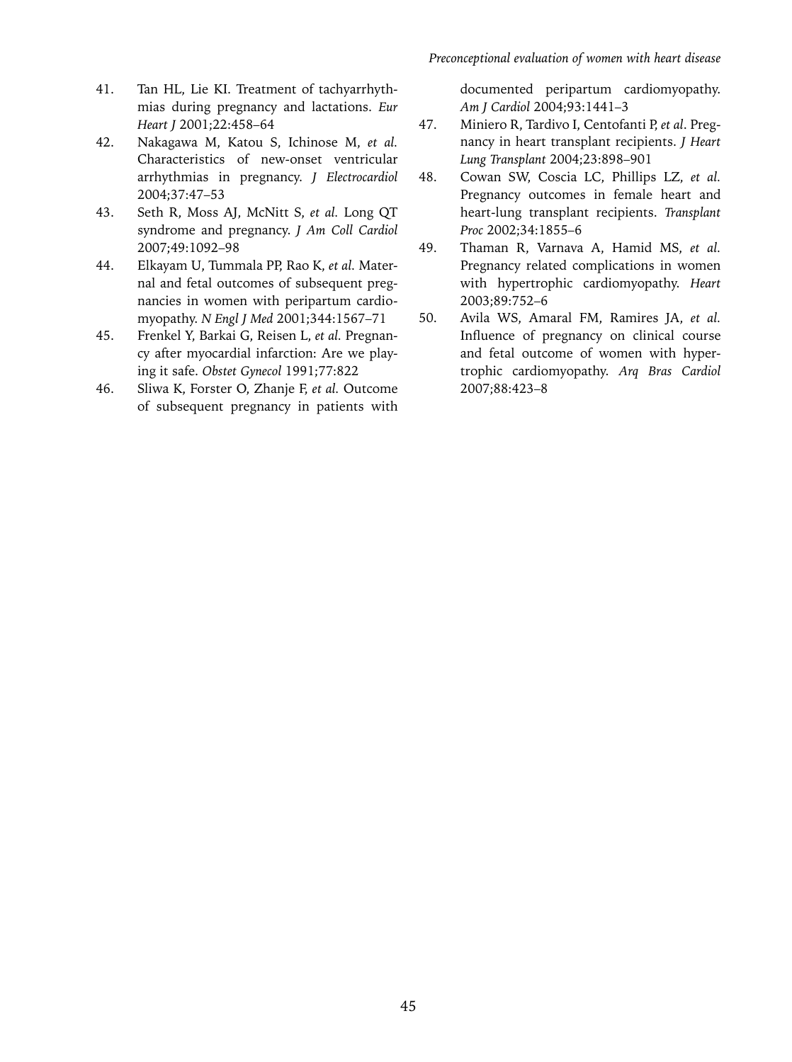41. Tan HL, Lie KI. Treatment of tachyarrhythmias during pregnancy and lactations. *Eur Heart J* 2001;22:458–64
42. Nakagawa M, Katou S, Ichinose M, *et al.* Characteristics of new-onset ventricular arrhythmias in pregnancy. *J Electrocardiol* 2004;37:47–53
43. Seth R, Moss AJ, McNitt S, *et al.* Long QT syndrome and pregnancy. *J Am Coll Cardiol* 2007;49:1092–98
44. Elkayam U, Tummala PP, Rao K, *et al.* Maternal and fetal outcomes of subsequent pregnancies in women with peripartum cardiomyopathy. *N Engl J Med* 2001;344:1567–71
45. Frenkel Y, Barkai G, Reisen L, *et al.* Pregnancy after myocardial infarction: Are we playing it safe. *Obstet Gynecol* 1991;77:822
46. Sliwa K, Forster O, Zhanje F, *et al.* Outcome of subsequent pregnancy in patients with documented peripartum cardiomyopathy. *Am J Cardiol* 2004;93:1441–3
47. Miniero R, Tardivo I, Centofanti P, *et al*. Pregnancy in heart transplant recipients. *J Heart Lung Transplant* 2004;23:898–901
48. Cowan SW, Coscia LC, Phillips LZ, *et al.* Pregnancy outcomes in female heart and heart-lung transplant recipients. *Transplant Proc* 2002;34:1855–6
49. Thaman R, Varnava A, Hamid MS, *et al.* Pregnancy related complications in women with hypertrophic cardiomyopathy. *Heart* 2003;89:752–6
50. Avila WS, Amaral FM, Ramires JA, *et al.* Influence of pregnancy on clinical course and fetal outcome of women with hypertrophic cardiomyopathy. *Arq Bras Cardiol* 2007;88:423–8